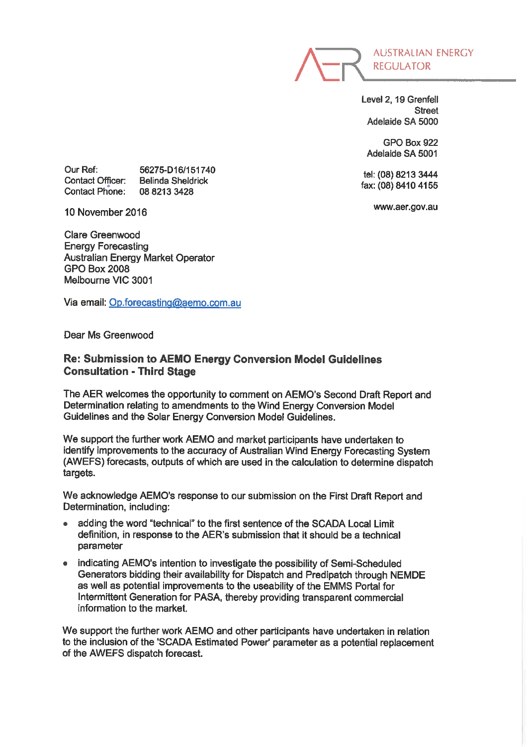AUSTRALIAN ENERGY REGULATOR

Level 2, 19 Grenfell Street
Adelaide SA 5000

GPO Box 922
Adelaide SA 5001

tel: (08) 8213 3444
fax: (08) 8410 4155

www.aer.gov.au

Our Ref: 56275-D16/151740
Contact Officer: Belinda Sheldrick
Contact Phone: 08 8213 3428

10 November 2016

Clare Greenwood
Energy Forecasting
Australian Energy Market Operator
GPO Box 2008
Melbourne VIC 3001

Via email: Op.forecasting@aemo.com.au

Dear Ms Greenwood

**Re: Submission to AEMO Energy Conversion Model Guidelines Consultation - Third Stage**

The AER welcomes the opportunity to comment on AEMO's Second Draft Report and Determination relating to amendments to the Wind Energy Conversion Model Guidelines and the Solar Energy Conversion Model Guidelines.

We support the further work AEMO and market participants have undertaken to identify improvements to the accuracy of Australian Wind Energy Forecasting System (AWEFS) forecasts, outputs of which are used in the calculation to determine dispatch targets.

We acknowledge AEMO's response to our submission on the First Draft Report and Determination, including:

- adding the word "technical" to the first sentence of the SCADA Local Limit definition, in response to the AER's submission that it should be a technical parameter
- indicating AEMO's intention to investigate the possibility of Semi-Scheduled Generators bidding their availability for Dispatch and Predipatch through NEMDE as well as potential improvements to the useability of the EMMS Portal for Intermittent Generation for PASA, thereby providing transparent commercial information to the market.

We support the further work AEMO and other participants have undertaken in relation to the inclusion of the 'SCADA Estimated Power' parameter as a potential replacement of the AWEFS dispatch forecast.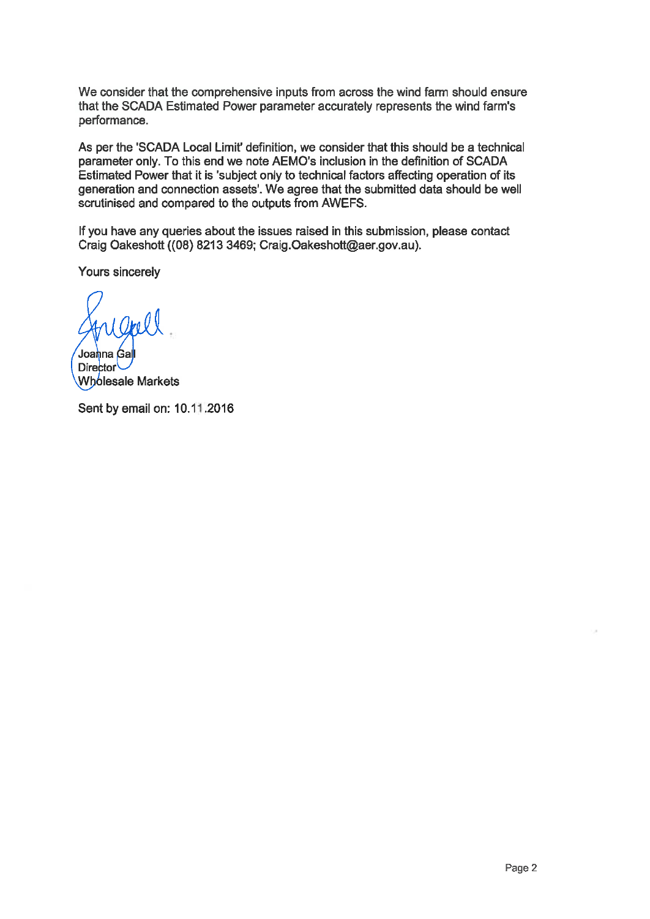We consider that the comprehensive inputs from across the wind farm should ensure that the SCADA Estimated Power parameter accurately represents the wind farm's performance.

As per the 'SCADA Local Limit' definition, we consider that this should be a technical parameter only. To this end we note AEMO's inclusion in the definition of SCADA Estimated Power that it is 'subject only to technical factors affecting operation of its generation and connection assets'. We agree that the submitted data should be well scrutinised and compared to the outputs from AWEFS.

If you have any queries about the issues raised in this submission, please contact Craig Oakeshott ((08) 8213 3469; Craig.Oakeshott@aer.gov.au).

Yours sincerely

Joanna Gall
Director
Wholesale Markets

Sent by email on: 10.11.2016